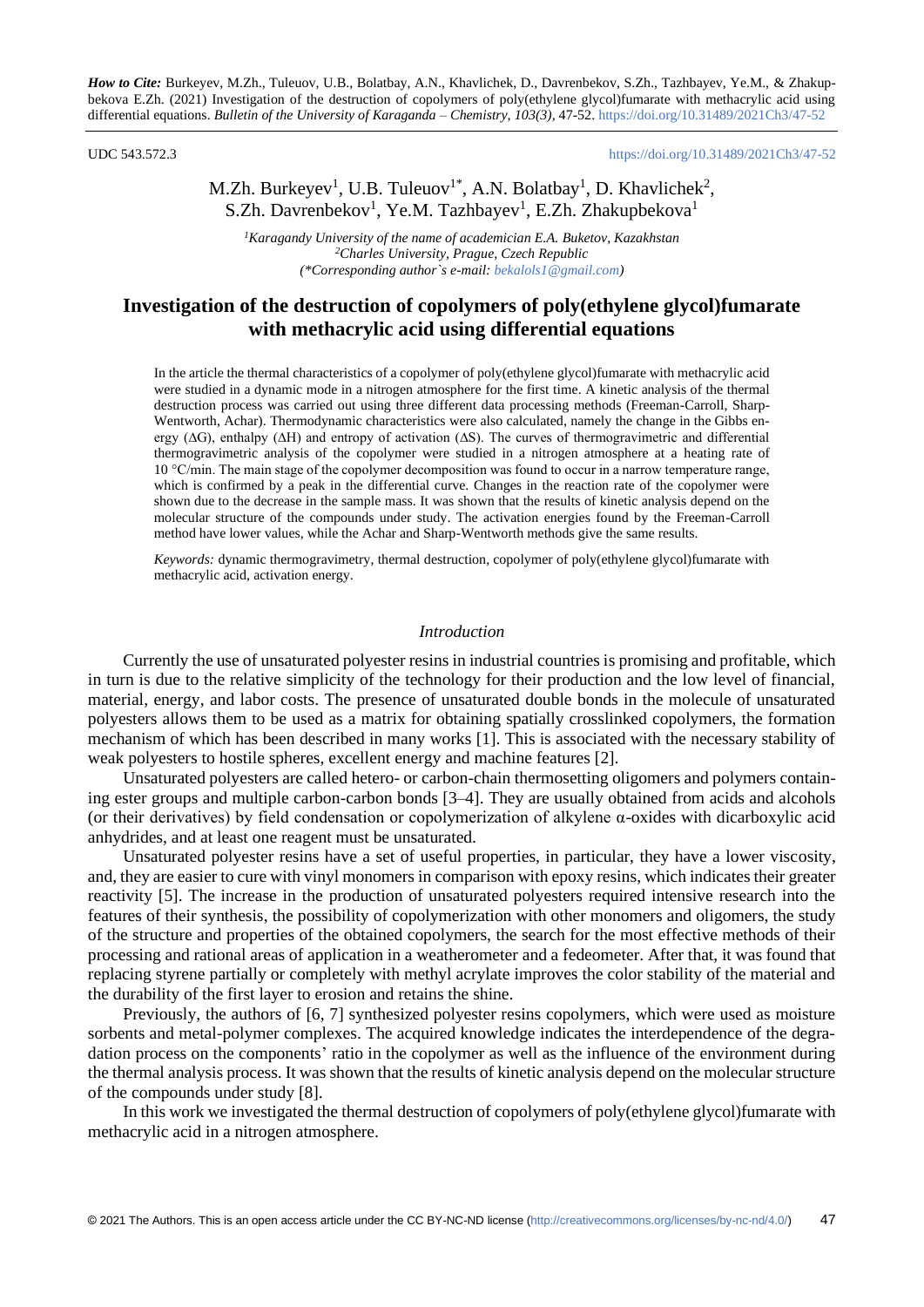*How to Cite:* Burkeyev, M.Zh., Tuleuov, U.B., Bolatbay, A.N., Khavlichek, D., Davrenbekov, S.Zh., Tazhbayev, Ye.M., & Zhakupbekova E.Zh. (2021) Investigation of the destruction of copolymers of poly(ethylene glycol)fumarate with methacrylic acid using differential equations. *Bulletin of the University of Karaganda – Chemistry, 103(3),* 47-52. https://doi.org/10.31489/2021Ch3/47-52

UDC 543.572.3 https://doi.org/10.31489/2021Ch3/47-52

M.Zh. Burkeyev[1], U.B. Tuleuov[1*], A.N. Bolatbay[1], D. Khavlichek[2], S.Zh. Davrenbekov[1], Ye.M. Tazhbayev[1], E.Zh. Zhakupbekova[1]

*[1]Karagandy University of the name of academician E.A. Buketov, Kazakhstan*
*[2]Charles University, Prague, Czech Republic*
*(\*Corresponding author`s e-mail: bekalols1@gmail.com)*

# Investigation of the destruction of copolymers of poly(ethylene glycol)fumarate with methacrylic acid using differential equations

In the article the thermal characteristics of a copolymer of poly(ethylene glycol)fumarate with methacrylic acid were studied in a dynamic mode in a nitrogen atmosphere for the first time. A kinetic analysis of the thermal destruction process was carried out using three different data processing methods (Freeman-Carroll, Sharp-Wentworth, Achar). Thermodynamic characteristics were also calculated, namely the change in the Gibbs energy (ΔG), enthalpy (ΔH) and entropy of activation (ΔS). The curves of thermogravimetric and differential thermogravimetric analysis of the copolymer were studied in a nitrogen atmosphere at a heating rate of 10 °C/min. The main stage of the copolymer decomposition was found to occur in a narrow temperature range, which is confirmed by a peak in the differential curve. Changes in the reaction rate of the copolymer were shown due to the decrease in the sample mass. It was shown that the results of kinetic analysis depend on the molecular structure of the compounds under study. The activation energies found by the Freeman-Carroll method have lower values, while the Achar and Sharp-Wentworth methods give the same results.

*Keywords:* dynamic thermogravimetry, thermal destruction, copolymer of poly(ethylene glycol)fumarate with methacrylic acid, activation energy.

## *Introduction*

Currently the use of unsaturated polyester resins in industrial countries is promising and profitable, which in turn is due to the relative simplicity of the technology for their production and the low level of financial, material, energy, and labor costs. The presence of unsaturated double bonds in the molecule of unsaturated polyesters allows them to be used as a matrix for obtaining spatially crosslinked copolymers, the formation mechanism of which has been described in many works [1]. This is associated with the necessary stability of weak polyesters to hostile spheres, excellent energy and machine features [2].

Unsaturated polyesters are called hetero- or carbon-chain thermosetting oligomers and polymers containing ester groups and multiple carbon-carbon bonds [3–4]. They are usually obtained from acids and alcohols (or their derivatives) by field condensation or copolymerization of alkylene α-oxides with dicarboxylic acid anhydrides, and at least one reagent must be unsaturated.

Unsaturated polyester resins have a set of useful properties, in particular, they have a lower viscosity, and, they are easier to cure with vinyl monomers in comparison with epoxy resins, which indicates their greater reactivity [5]. The increase in the production of unsaturated polyesters required intensive research into the features of their synthesis, the possibility of copolymerization with other monomers and oligomers, the study of the structure and properties of the obtained copolymers, the search for the most effective methods of their processing and rational areas of application in a weatherometer and a fedeometer. After that, it was found that replacing styrene partially or completely with methyl acrylate improves the color stability of the material and the durability of the first layer to erosion and retains the shine.

Previously, the authors of [6, 7] synthesized polyester resins copolymers, which were used as moisture sorbents and metal-polymer complexes. The acquired knowledge indicates the interdependence of the degradation process on the components' ratio in the copolymer as well as the influence of the environment during the thermal analysis process. It was shown that the results of kinetic analysis depend on the molecular structure of the compounds under study [8].

In this work we investigated the thermal destruction of copolymers of poly(ethylene glycol)fumarate with methacrylic acid in a nitrogen atmosphere.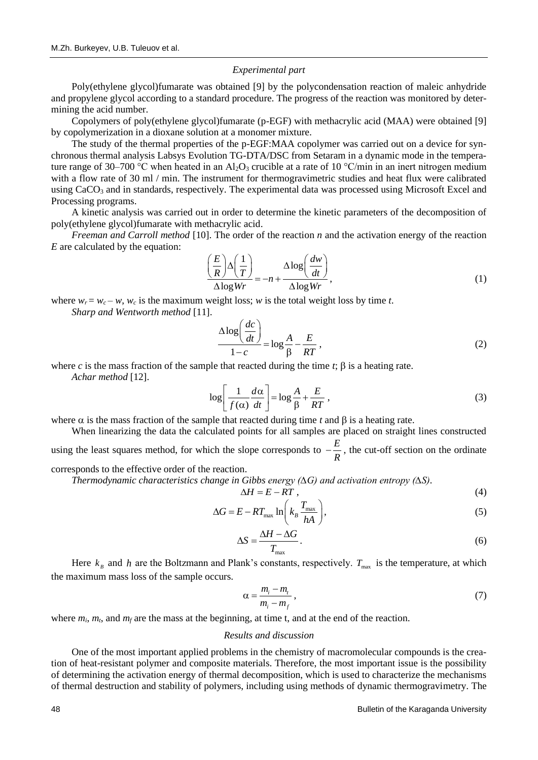### Experimental part

Poly(ethylene glycol)fumarate was obtained [9] by the polycondensation reaction of maleic anhydride and propylene glycol according to a standard procedure. The progress of the reaction was monitored by determining the acid number.

Copolymers of poly(ethylene glycol)fumarate (p-EGF) with methacrylic acid (MAA) were obtained [9] by copolymerization in a dioxane solution at a monomer mixture.

The study of the thermal properties of the p-EGF:MAA copolymer was carried out on a device for synchronous thermal analysis Labsys Evolution TG-DTA/DSC from Setaram in a dynamic mode in the temperature range of 30–700 °C when heated in an $Al_2O_3$ crucible at a rate of 10 °C/min in an inert nitrogen medium with a flow rate of 30 ml / min. The instrument for thermogravimetric studies and heat flux were calibrated using $CaCO_3$ and in standards, respectively. The experimental data was processed using Microsoft Excel and Processing programs.

A kinetic analysis was carried out in order to determine the kinetic parameters of the decomposition of poly(ethylene glycol)fumarate with methacrylic acid.

*Freeman and Carroll method* [10]. The order of the reaction $n$ and the activation energy of the reaction $E$ are calculated by the equation:

$$\frac{\left(\frac{E}{R}\right)\Delta\left(\frac{1}{T}\right)}{\Delta\log Wr} = -n + \frac{\Delta\log\left(\frac{dw}{dt}\right)}{\Delta\log Wr}, \tag{1}$$

where $w_r = w_c - w$, $w_c$ is the maximum weight loss; $w$ is the total weight loss by time $t$.

*Sharp and Wentworth method* [11].

$$\frac{\Delta\log\left(\frac{dc}{dt}\right)}{1-c} = \log\frac{A}{\beta} - \frac{E}{RT}, \tag{2}$$

where $c$ is the mass fraction of the sample that reacted during the time $t$; $\beta$ is a heating rate.

*Achar method* [12].

$$\log\left[\frac{1}{f(\alpha)}\frac{d\alpha}{dt}\right] = \log\frac{A}{\beta} + \frac{E}{RT}, \tag{3}$$

where $\alpha$ is the mass fraction of the sample that reacted during time $t$ and $\beta$ is a heating rate.

When linearizing the data the calculated points for all samples are placed on straight lines constructed using the least squares method, for which the slope corresponds to $-\frac{E}{R}$, the cut-off section on the ordinate corresponds to the effective order of the reaction.

*Thermodynamic characteristics change in Gibbs energy ($\Delta G$) and activation entropy ($\Delta S$).*

$$\Delta H = E - RT, \tag{4}$$

$$\Delta G = E - RT_{\max}\ln\left(k_B\frac{T_{\max}}{hA}\right), \tag{5}$$

$$\Delta S = \frac{\Delta H - \Delta G}{T_{\max}}. \tag{6}$$

Here $k_B$ and $h$ are the Boltzmann and Plank's constants, respectively. $T_{\max}$ is the temperature, at which the maximum mass loss of the sample occurs.

$$\alpha = \frac{m_i - m_t}{m_i - m_f}, \tag{7}$$

where $m_i$, $m_t$, and $m_f$ are the mass at the beginning, at time t, and at the end of the reaction.

### Results and discussion

One of the most important applied problems in the chemistry of macromolecular compounds is the creation of heat-resistant polymer and composite materials. Therefore, the most important issue is the possibility of determining the activation energy of thermal decomposition, which is used to characterize the mechanisms of thermal destruction and stability of polymers, including using methods of dynamic thermogravimetry. The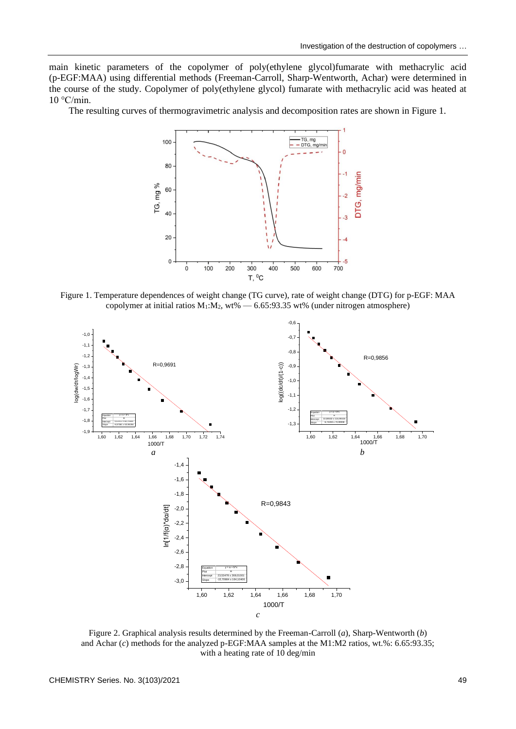main kinetic parameters of the copolymer of poly(ethylene glycol)fumarate with methacrylic acid (p-EGF:MAA) using differential methods (Freeman-Carroll, Sharp-Wentworth, Achar) were determined in the course of the study. Copolymer of poly(ethylene glycol) fumarate with methacrylic acid was heated at 10 °C/min.

The resulting curves of thermogravimetric analysis and decomposition rates are shown in Figure 1.

Figure 1. Temperature dependences of weight change (TG curve), rate of weight change (DTG) for p-EGF: MAA copolymer at initial ratios $M_1$:$M_2$, wt% — 6.65:93.35 wt% (under nitrogen atmosphere)

Figure 2. Graphical analysis results determined by the Freeman-Carroll (*a*), Sharp-Wentworth (*b*) and Achar (*c*) methods for the analyzed p-EGF:MAA samples at the M1:M2 ratios, wt.%: 6.65:93.35; with a heating rate of 10 deg/min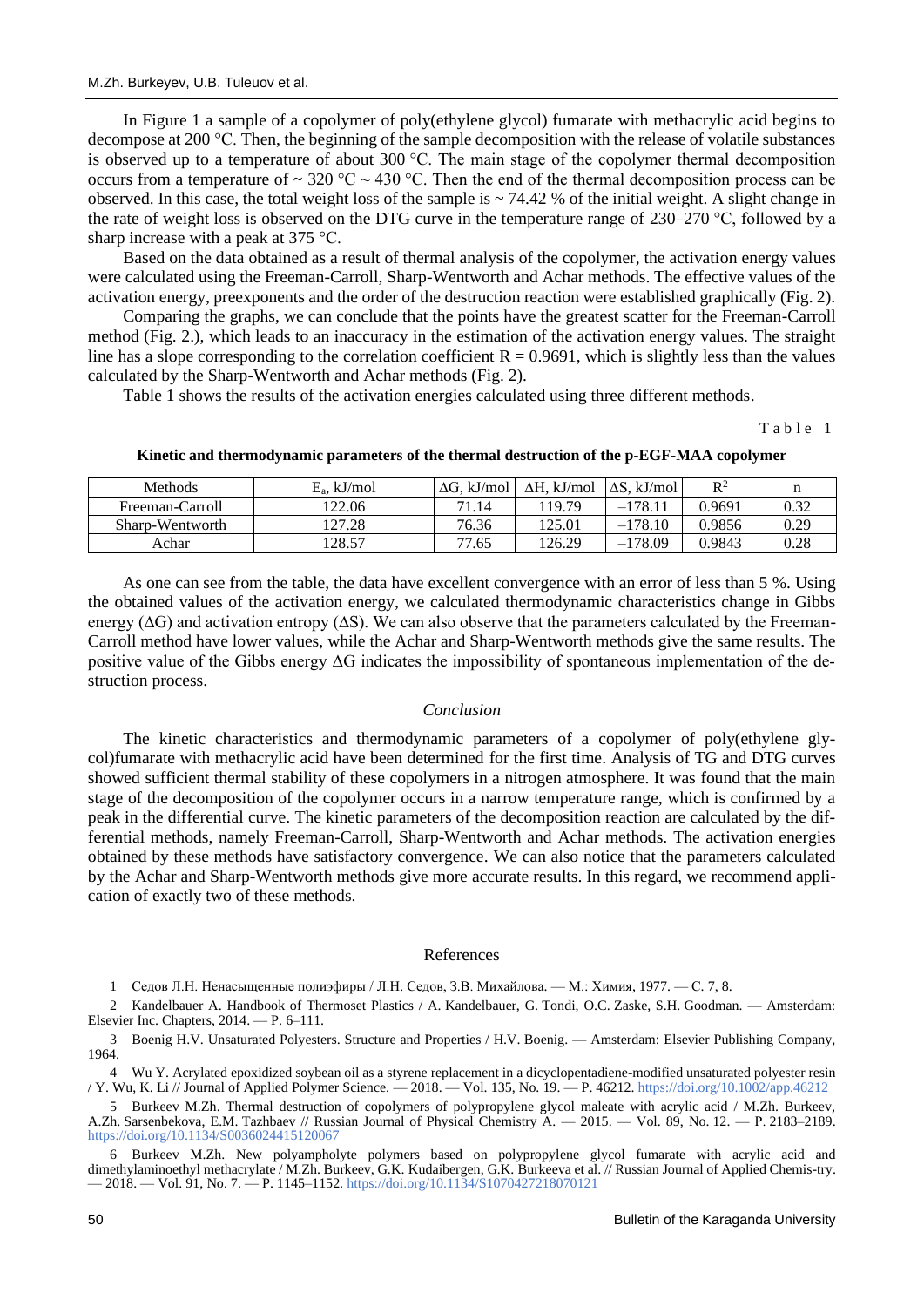In Figure 1 a sample of a copolymer of poly(ethylene glycol) fumarate with methacrylic acid begins to decompose at 200 °C. Then, the beginning of the sample decomposition with the release of volatile substances is observed up to a temperature of about 300 °C. The main stage of the copolymer thermal decomposition occurs from a temperature of ~ 320 °C ~ 430 °C. Then the end of the thermal decomposition process can be observed. In this case, the total weight loss of the sample is ~ 74.42 % of the initial weight. A slight change in the rate of weight loss is observed on the DTG curve in the temperature range of 230–270 °C, followed by a sharp increase with a peak at 375 °C.

Based on the data obtained as a result of thermal analysis of the copolymer, the activation energy values were calculated using the Freeman-Carroll, Sharp-Wentworth and Achar methods. The effective values of the activation energy, preexponents and the order of the destruction reaction were established graphically (Fig. 2).

Comparing the graphs, we can conclude that the points have the greatest scatter for the Freeman-Carroll method (Fig. 2.), which leads to an inaccuracy in the estimation of the activation energy values. The straight line has a slope corresponding to the correlation coefficient R = 0.9691, which is slightly less than the values calculated by the Sharp-Wentworth and Achar methods (Fig. 2).

Table 1 shows the results of the activation energies calculated using three different methods.

Table 1

**Kinetic and thermodynamic parameters of the thermal destruction of the p-EGF-MAA copolymer**

| Methods | $E_a$, kJ/mol | ΔG, kJ/mol | ΔH, kJ/mol | ΔS, kJ/mol | $R^2$ | n |
|---|---|---|---|---|---|---|
| Freeman-Carroll | 122.06 | 71.14 | 119.79 | –178.11 | 0.9691 | 0.32 |
| Sharp-Wentworth | 127.28 | 76.36 | 125.01 | –178.10 | 0.9856 | 0.29 |
| Achar | 128.57 | 77.65 | 126.29 | –178.09 | 0.9843 | 0.28 |

As one can see from the table, the data have excellent convergence with an error of less than 5 %. Using the obtained values of the activation energy, we calculated thermodynamic characteristics change in Gibbs energy (ΔG) and activation entropy (ΔS). We can also observe that the parameters calculated by the Freeman-Carroll method have lower values, while the Achar and Sharp-Wentworth methods give the same results. The positive value of the Gibbs energy ΔG indicates the impossibility of spontaneous implementation of the destruction process.

## *Conclusion*

The kinetic characteristics and thermodynamic parameters of a copolymer of poly(ethylene glycol)fumarate with methacrylic acid have been determined for the first time. Analysis of TG and DTG curves showed sufficient thermal stability of these copolymers in a nitrogen atmosphere. It was found that the main stage of the decomposition of the copolymer occurs in a narrow temperature range, which is confirmed by a peak in the differential curve. The kinetic parameters of the decomposition reaction are calculated by the differential methods, namely Freeman-Carroll, Sharp-Wentworth and Achar methods. The activation energies obtained by these methods have satisfactory convergence. We can also notice that the parameters calculated by the Achar and Sharp-Wentworth methods give more accurate results. In this regard, we recommend application of exactly two of these methods.

## References

1 Седов Л.Н. Ненасыщенные полиэфиры / Л.Н. Седов, З.В. Михайлова. — М.: Химия, 1977. — С. 7, 8.

2 Kandelbauer A. Handbook of Thermoset Plastics / A. Kandelbauer, G. Tondi, O.C. Zaske, S.H. Goodman. — Amsterdam: Elsevier Inc. Chapters, 2014. — P. 6–111.

3 Boenig H.V. Unsaturated Polyesters. Structure and Properties / H.V. Boenig. — Amsterdam: Elsevier Publishing Company, 1964.

4 Wu Y. Acrylated epoxidized soybean oil as a styrene replacement in a dicyclopentadiene-modified unsaturated polyester resin / Y. Wu, K. Li // Journal of Applied Polymer Science. — 2018. — Vol. 135, No. 19. — P. 46212. https://doi.org/10.1002/app.46212

5 Burkeev M.Zh. Thermal destruction of copolymers of polypropylene glycol maleate with acrylic acid / M.Zh. Burkeev, A.Zh. Sarsenbekova, E.M. Tazhbaev // Russian Journal of Physical Chemistry A. — 2015. — Vol. 89, No. 12. — P. 2183–2189. https://doi.org/10.1134/S0036024415120067

6 Burkeev M.Zh. New polyampholyte polymers based on polypropylene glycol fumarate with acrylic acid and dimethylaminoethyl methacrylate / M.Zh. Burkeev, G.K. Kudaibergen, G.K. Burkeeva et al. // Russian Journal of Applied Chemis-try. — 2018. — Vol. 91, No. 7. — P. 1145–1152. https://doi.org/10.1134/S1070427218070121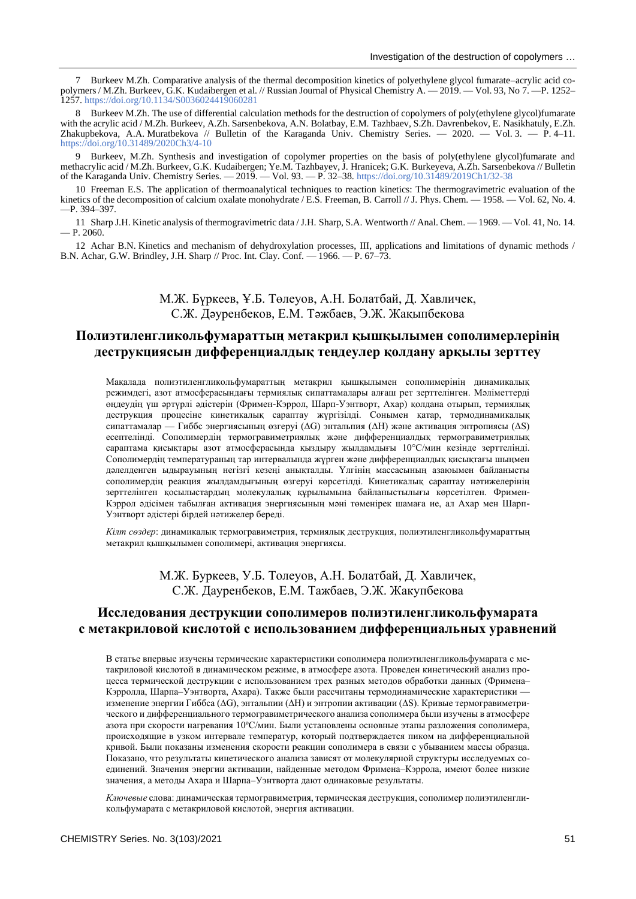7 Burkeev M.Zh. Comparative analysis of the thermal decomposition kinetics of polyethylene glycol fumarate–acrylic acid copolymers / M.Zh. Burkeev, G.K. Kudaibergen et al. // Russian Journal of Physical Chemistry A. — 2019. — Vol. 93, No 7. —P. 1252–1257. https://doi.org/10.1134/S0036024419060281

8 Burkeev M.Zh. The use of differential calculation methods for the destruction of copolymers of poly(ethylene glycol)fumarate with the acrylic acid / M.Zh. Burkeev, A.Zh. Sarsenbekova, A.N. Bolatbay, E.M. Tazhbaev, S.Zh. Davrenbekov, E. Nasikhatuly, E.Zh. Zhakupbekova, A.A. Muratbekova // Bulletin of the Karaganda Univ. Chemistry Series. — 2020. — Vol. 3. — P. 4–11. https://doi.org/10.31489/2020Ch3/4-10

9 Burkeev, M.Zh. Synthesis and investigation of copolymer properties on the basis of poly(ethylene glycol)fumarate and methacrylic acid / M.Zh. Burkeev, G.K. Kudaibergen; Ye.M. Tazhbayev, J. Hranicek; G.K. Burkeyeva, A.Zh. Sarsenbekova // Bulletin of the Karaganda Univ. Chemistry Series. — 2019. — Vol. 93. — P. 32–38. https://doi.org/10.31489/2019Ch1/32-38

10 Freeman E.S. The application of thermoanalytical techniques to reaction kinetics: The thermogravimetric evaluation of the kinetics of the decomposition of calcium oxalate monohydrate / E.S. Freeman, B. Carroll // J. Phys. Chem. — 1958. — Vol. 62, No. 4. —P. 394–397.

11 Sharp J.H. Kinetic analysis of thermogravimetric data / J.H. Sharp, S.A. Wentworth // Anal. Chem. — 1969. — Vol. 41, No. 14. — P. 2060.

12 Achar B.N. Kinetics and mechanism of dehydroxylation processes, III, applications and limitations of dynamic methods / B.N. Achar, G.W. Brindley, J.H. Sharp // Proc. Int. Clay. Conf. — 1966. — P. 67–73.

М.Ж. Бүркеев, Ұ.Б. Төлеуов, А.Н. Болатбай, Д. Хавличек, С.Ж. Дәуренбеков, Е.М. Тәжбаев, Э.Ж. Жақыпбекова

## Полиэтиленгликольфумараттың метакрил қышқылымен сополимерлерінің деструкциясын дифференциалдық теңдеулер қолдану арқылы зерттеу

Мақалада полиэтиленгликольфумараттың метакрил қышқылымен сополимерінің динамикалық режимдегі, азот атмосферасындағы термиялық сипаттамалары алғаш рет зерттелінген. Мәліметтерді өңдеудің үш әртүрлі әдістерін (Фримен-Кэррол, Шарп-Уэнтворт, Ахар) қолдана отырып, термиялық деструкция процесіне кинетикалық сараптау жүргізілді. Сонымен қатар, термодинамикалық сипаттамалар — Гиббс энергиясының өзгеруі (ΔG) энтальпия (ΔH) және активация энтропиясы (ΔS) есептелінді. Сополимердің термогравиметриялық және дифференциалдық термогравиметриялық сараптама қисықтары азот атмосферасында қыздыру жылдамдығы 10°С/мин кезінде зерттелінді. Сополимердің температураның тар интервалында жүрген және дифференциалдық қисықтағы шыңмен дәлелденген ыдырауының негізгі кезеңі анықталды. Үлгінің массасының азаюымен байланысты сополимердің реакция жылдамдығының өзгеруі көрсетілді. Кинетикалық сараптау нәтижелерінің зерттелінген қосылыстардың молекулалық құрылымына байланыстылығы көрсетілген. Фримен-Кэррол әдісімен табылған активация энергиясының мәні төменірек шамаға ие, ал Ахар мен Шарп-Уэнтворт әдістері бірдей нәтижелер береді.

*Кілт сөздер*: динамикалық термогравиметрия, термиялық деструкция, полиэтиленгликольфумараттың метакрил қышқылымен сополимері, активация энергиясы.

М.Ж. Буркеев, У.Б. Толеуов, А.Н. Болатбай, Д. Хавличек, С.Ж. Дауренбеков, Е.М. Тажбаев, Э.Ж. Жакупбекова

## Исследования деструкции сополимеров полиэтиленгликольфумарата с метакриловой кислотой с использованием дифференциальных уравнений

В статье впервые изучены термические характеристики сополимера полиэтиленгликольфумарата с метакриловой кислотой в динамическом режиме, в атмосфере азота. Проведен кинетический анализ процесса термической деструкции с использованием трех разных методов обработки данных (Фримена–Кэррола, Шарпа–Уэнтворта, Ахара). Также были рассчитаны термодинамические характеристики — изменение энергии Гиббса (ΔG), энтальпии (ΔH) и энтропии активации (ΔS). Кривые термогравиметрического и дифференциального термогравиметрического анализа сополимера были изучены в атмосфере азота при скорости нагревания 10ºС/мин. Были установлены основные этапы разложения сополимера, происходящие в узком интервале температур, который подтверждается пиком на дифференциальной кривой. Были показаны изменения скорости реакции сополимера в связи с убыванием массы образца. Показано, что результаты кинетического анализа зависят от молекулярной структуры исследуемых соединений. Значения энергии активации, найденные методом Фримена–Кэррола, имеют более низкие значения, а методы Ахара и Шарпа–Уэнтворта дают одинаковые результаты.

*Ключевые* слова: динамическая термогравиметрия, термическая деструкция, сополимер полиэтиленгликольфумарата с метакриловой кислотой, энергия активации.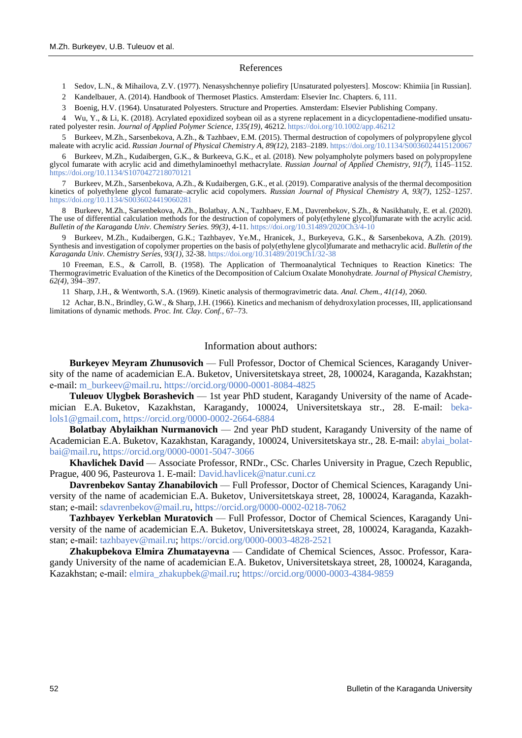## References

1 Sedov, L.N., & Mihailova, Z.V. (1977). Nenasyshchennye poliefiry [Unsaturated polyesters]. Moscow: Khimiia [in Russian].

2 Kandelbauer, A. (2014). Handbook of Thermoset Plastics. Amsterdam: Elsevier Inc. Chapters. 6, 111.

3 Boenig, H.V. (1964). Unsaturated Polyesters. Structure and Properties. Amsterdam: Elsevier Publishing Company.

4 Wu, Y., & Li, K. (2018). Acrylated epoxidized soybean oil as a styrene replacement in a dicyclopentadiene-modified unsaturated polyester resin. *Journal of Applied Polymer Science, 135(19)*, 46212. https://doi.org/10.1002/app.46212

5 Burkeev, M.Zh., Sarsenbekova, A.Zh., & Tazhbaev, E.M. (2015). Thermal destruction of copolymers of polypropylene glycol maleate with acrylic acid. *Russian Journal of Physical Chemistry A, 89(12)*, 2183–2189. https://doi.org/10.1134/S0036024415120067

6 Burkeev, M.Zh., Kudaibergen, G.K., & Burkeeva, G.K., et al. (2018). New polyampholyte polymers based on polypropylene glycol fumarate with acrylic acid and dimethylaminoethyl methacrylate. *Russian Journal of Applied Chemistry, 91(7)*, 1145–1152. https://doi.org/10.1134/S1070427218070121

7 Burkeev, M.Zh., Sarsenbekova, A.Zh., & Kudaibergen, G.K., et al. (2019). Comparative analysis of the thermal decomposition kinetics of polyethylene glycol fumarate–acrylic acid copolymers. *Russian Journal of Physical Chemistry A, 93(7)*, 1252–1257. https://doi.org/10.1134/S0036024419060281

8 Burkeev, M.Zh., Sarsenbekova, A.Zh., Bolatbay, A.N., Tazhbaev, E.M., Davrenbekov, S.Zh., & Nasikhatuly, E. et al. (2020). The use of differential calculation methods for the destruction of copolymers of poly(ethylene glycol)fumarate with the acrylic acid. *Bulletin of the Karaganda Univ. Chemistry Series. 99(3)*, 4-11. https://doi.org/10.31489/2020Ch3/4-10

9 Burkeev, M.Zh., Kudaibergen, G.K.; Tazhbayev, Ye.M., Hranicek, J., Burkeyeva, G.K., & Sarsenbekova, A.Zh. (2019). Synthesis and investigation of copolymer properties on the basis of poly(ethylene glycol)fumarate and methacrylic acid. *Bulletin of the Karaganda Univ. Chemistry Series, 93(1)*, 32-38. https://doi.org/10.31489/2019Ch1/32-38

10 Freeman, E.S., & Carroll, B. (1958). The Application of Thermoanalytical Techniques to Reaction Kinetics: The Thermogravimetric Evaluation of the Kinetics of the Decomposition of Calcium Oxalate Monohydrate. *Journal of Physical Chemistry, 62(4)*, 394–397.

11 Sharp, J.H., & Wentworth, S.A. (1969). Kinetic analysis of thermogravimetric data. *Anal. Chem., 41(14)*, 2060.

12 Achar, B.N., Brindley, G.W., & Sharp, J.H. (1966). Kinetics and mechanism of dehydroxylation processes, III, applicationsand limitations of dynamic methods. *Proc. Int. Clay. Conf.*, 67–73.

## Information about authors:

**Burkeyev Meyram Zhunusovich** — Full Professor, Doctor of Chemical Sciences, Karagandy University of the name of academician E.A. Buketov, Universitetskaya street, 28, 100024, Karaganda, Kazakhstan; e-mail: m_burkeev@mail.ru. https://orcid.org/0000-0001-8084-4825

**Tuleuov Ulygbek Borashevich** — 1st year PhD student, Karagandy University of the name of Academician E.A. Buketov, Kazakhstan, Karagandy, 100024, Universitetskaya str., 28. E-mail: bekalols1@gmail.com, https://orcid.org/0000-0002-2664-6884

**Bolatbay Abylaikhan Nurmanovich** — 2nd year PhD student, Karagandy University of the name of Academician E.A. Buketov, Kazakhstan, Karagandy, 100024, Universitetskaya str., 28. E-mail: abylai_bolatbai@mail.ru, https://orcid.org/0000-0001-5047-3066

**Khavlichek David** — Associate Professor, RNDr., CSc. Charles University in Prague, Czech Republic, Prague, 400 96, Pasteurova 1. E-mail: David.havlicek@natur.cuni.cz

**Davrenbekov Santay Zhanabilovich** — Full Professor, Doctor of Chemical Sciences, Karagandy University of the name of academician E.A. Buketov, Universitetskaya street, 28, 100024, Karaganda, Kazakhstan; e-mail: sdavrenbekov@mail.ru, https://orcid.org/0000-0002-0218-7062

**Tazhbayev Yerkeblan Muratovich** — Full Professor, Doctor of Chemical Sciences, Karagandy University of the name of academician E.A. Buketov, Universitetskaya street, 28, 100024, Karaganda, Kazakhstan; e-mail: tazhbayev@mail.ru; https://orcid.org/0000-0003-4828-2521

**Zhakupbekova Elmira Zhumatayevna** — Candidate of Chemical Sciences, Assoc. Professor, Karagandy University of the name of academician E.A. Buketov, Universitetskaya street, 28, 100024, Karaganda, Kazakhstan; e-mail: elmira_zhakupbek@mail.ru; https://orcid.org/0000-0003-4384-9859